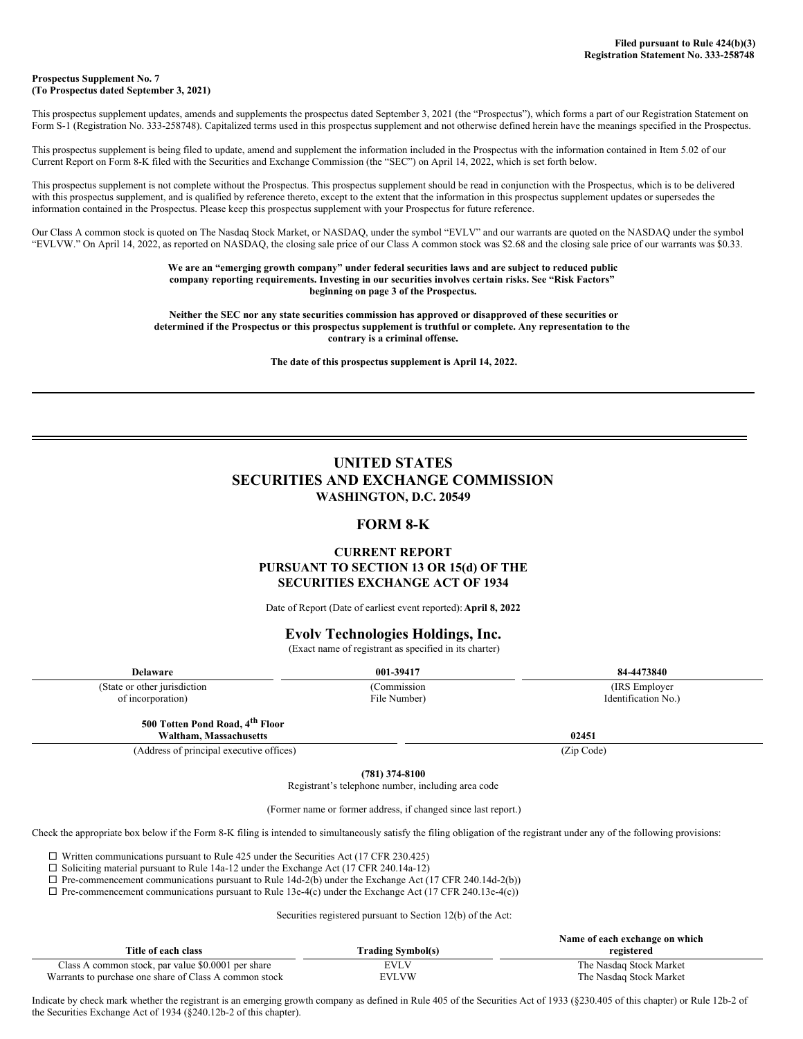**Filed pursuant to Rule 424(b)(3)**
**Registration Statement No. 333-258748**

**Prospectus Supplement No. 7**
**(To Prospectus dated September 3, 2021)**

This prospectus supplement updates, amends and supplements the prospectus dated September 3, 2021 (the "Prospectus"), which forms a part of our Registration Statement on Form S-1 (Registration No. 333-258748). Capitalized terms used in this prospectus supplement and not otherwise defined herein have the meanings specified in the Prospectus.

This prospectus supplement is being filed to update, amend and supplement the information included in the Prospectus with the information contained in Item 5.02 of our Current Report on Form 8-K filed with the Securities and Exchange Commission (the "SEC") on April 14, 2022, which is set forth below.

This prospectus supplement is not complete without the Prospectus. This prospectus supplement should be read in conjunction with the Prospectus, which is to be delivered with this prospectus supplement, and is qualified by reference thereto, except to the extent that the information in this prospectus supplement updates or supersedes the information contained in the Prospectus. Please keep this prospectus supplement with your Prospectus for future reference.

Our Class A common stock is quoted on The Nasdaq Stock Market, or NASDAQ, under the symbol "EVLV" and our warrants are quoted on the NASDAQ under the symbol "EVLVW." On April 14, 2022, as reported on NASDAQ, the closing sale price of our Class A common stock was $2.68 and the closing sale price of our warrants was $0.33.

**We are an "emerging growth company" under federal securities laws and are subject to reduced public company reporting requirements. Investing in our securities involves certain risks. See "Risk Factors" beginning on page 3 of the Prospectus.**

**Neither the SEC nor any state securities commission has approved or disapproved of these securities or determined if the Prospectus or this prospectus supplement is truthful or complete. Any representation to the contrary is a criminal offense.**

**The date of this prospectus supplement is April 14, 2022.**

---

# UNITED STATES
# SECURITIES AND EXCHANGE COMMISSION
### WASHINGTON, D.C. 20549

## FORM 8-K

### CURRENT REPORT
### PURSUANT TO SECTION 13 OR 15(d) OF THE
### SECURITIES EXCHANGE ACT OF 1934

Date of Report (Date of earliest event reported): **April 8, 2022**

## Evolv Technologies Holdings, Inc.
(Exact name of registrant as specified in its charter)

| **Delaware** | **001-39417** | **84-4473840** |
|---|---|---|
| (State or other jurisdiction of incorporation) | (Commission File Number) | (IRS Employer Identification No.) |

| **500 Totten Pond Road, 4th Floor Waltham, Massachusetts** | **02451** |
|---|---|
| (Address of principal executive offices) | (Zip Code) |

**(781) 374-8100**
Registrant's telephone number, including area code

(Former name or former address, if changed since last report.)

Check the appropriate box below if the Form 8-K filing is intended to simultaneously satisfy the filing obligation of the registrant under any of the following provisions:

☐ Written communications pursuant to Rule 425 under the Securities Act (17 CFR 230.425)
☐ Soliciting material pursuant to Rule 14a-12 under the Exchange Act (17 CFR 240.14a-12)
☐ Pre-commencement communications pursuant to Rule 14d-2(b) under the Exchange Act (17 CFR 240.14d-2(b))
☐ Pre-commencement communications pursuant to Rule 13e-4(c) under the Exchange Act (17 CFR 240.13e-4(c))

Securities registered pursuant to Section 12(b) of the Act:

| Title of each class | Trading Symbol(s) | Name of each exchange on which registered |
|---|---|---|
| Class A common stock, par value $0.0001 per share | EVLV | The Nasdaq Stock Market |
| Warrants to purchase one share of Class A common stock | EVLVW | The Nasdaq Stock Market |

Indicate by check mark whether the registrant is an emerging growth company as defined in Rule 405 of the Securities Act of 1933 (§230.405 of this chapter) or Rule 12b-2 of the Securities Exchange Act of 1934 (§240.12b-2 of this chapter).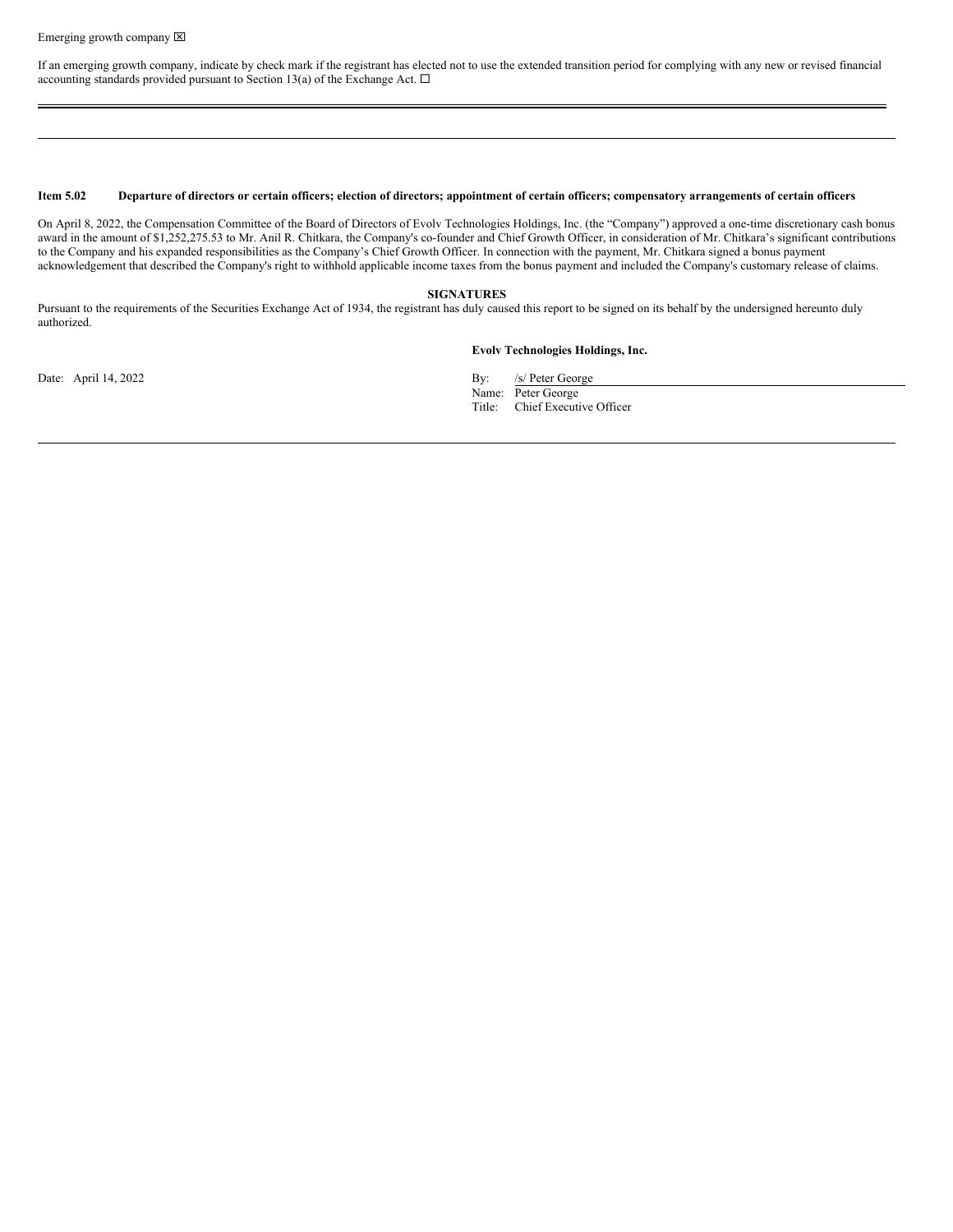Emerging growth company ☒

If an emerging growth company, indicate by check mark if the registrant has elected not to use the extended transition period for complying with any new or revised financial accounting standards provided pursuant to Section 13(a) of the Exchange Act. ☐

---

**Item 5.02 Departure of directors or certain officers; election of directors; appointment of certain officers; compensatory arrangements of certain officers**

On April 8, 2022, the Compensation Committee of the Board of Directors of Evolv Technologies Holdings, Inc. (the "Company") approved a one-time discretionary cash bonus award in the amount of $1,252,275.53 to Mr. Anil R. Chitkara, the Company's co-founder and Chief Growth Officer, in consideration of Mr. Chitkara's significant contributions to the Company and his expanded responsibilities as the Company's Chief Growth Officer. In connection with the payment, Mr. Chitkara signed a bonus payment acknowledgement that described the Company's right to withhold applicable income taxes from the bonus payment and included the Company's customary release of claims.

**SIGNATURES**

Pursuant to the requirements of the Securities Exchange Act of 1934, the registrant has duly caused this report to be signed on its behalf by the undersigned hereunto duly authorized.

**Evolv Technologies Holdings, Inc.**

Date: April 14, 2022

By: /s/ Peter George
Name: Peter George
Title: Chief Executive Officer